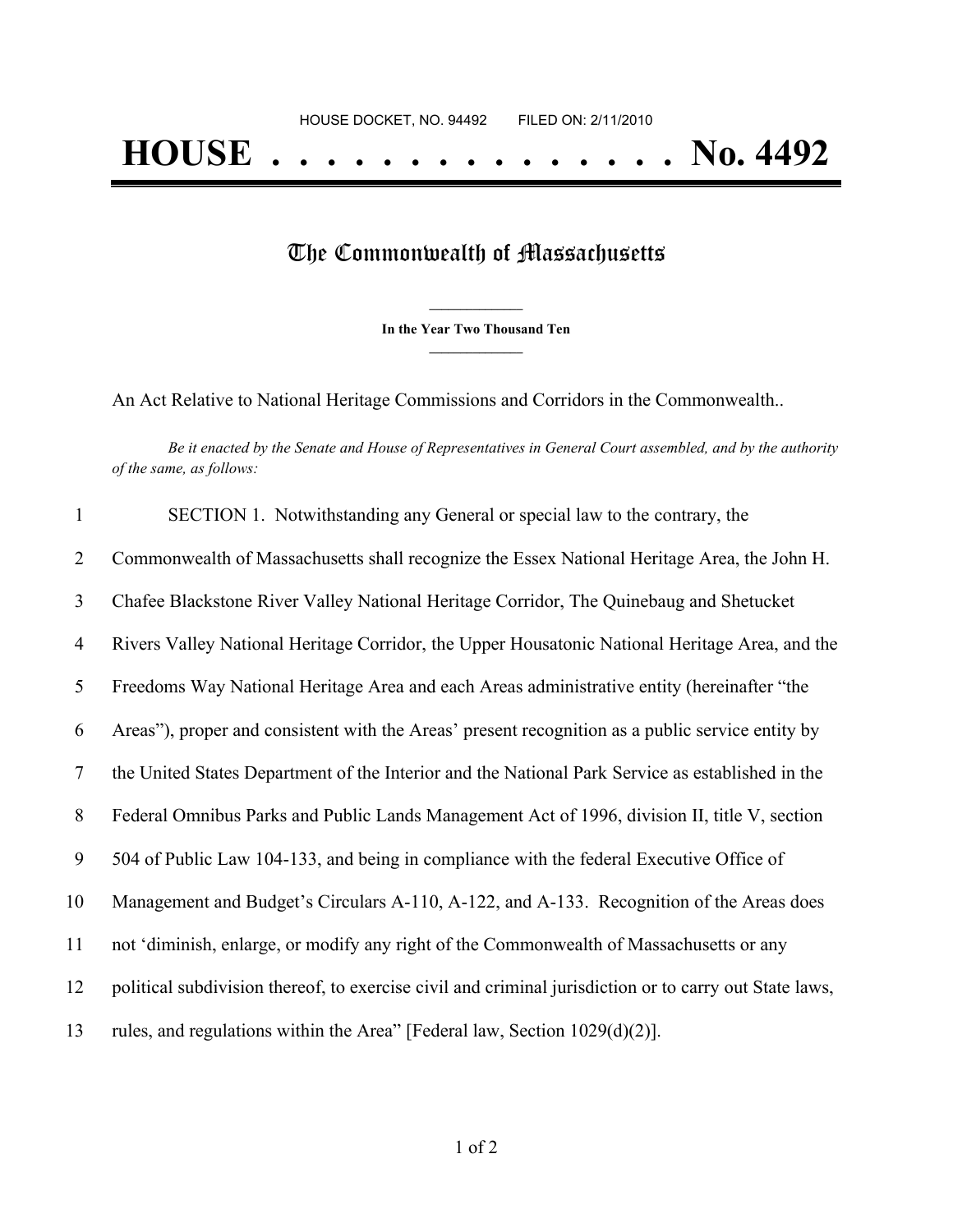HOUSE DOCKET, NO. 94492 FILED ON: 2/11/2010

# HOUSE . . . . . . . . . . . . . . . No. 4492

## The Commonwealth of Massachusetts

**In the Year Two Thousand Ten**

An Act Relative to National Heritage Commissions and Corridors in the Commonwealth..

*Be it enacted by the Senate and House of Representatives in General Court assembled, and by the authority of the same, as follows:*

SECTION 1. Notwithstanding any General or special law to the contrary, the Commonwealth of Massachusetts shall recognize the Essex National Heritage Area, the John H. Chafee Blackstone River Valley National Heritage Corridor, The Quinebaug and Shetucket Rivers Valley National Heritage Corridor, the Upper Housatonic National Heritage Area, and the Freedoms Way National Heritage Area and each Areas administrative entity (hereinafter "the Areas"), proper and consistent with the Areas' present recognition as a public service entity by the United States Department of the Interior and the National Park Service as established in the Federal Omnibus Parks and Public Lands Management Act of 1996, division II, title V, section 504 of Public Law 104-133, and being in compliance with the federal Executive Office of Management and Budget's Circulars A-110, A-122, and A-133. Recognition of the Areas does not 'diminish, enlarge, or modify any right of the Commonwealth of Massachusetts or any political subdivision thereof, to exercise civil and criminal jurisdiction or to carry out State laws, rules, and regulations within the Area" [Federal law, Section 1029(d)(2)].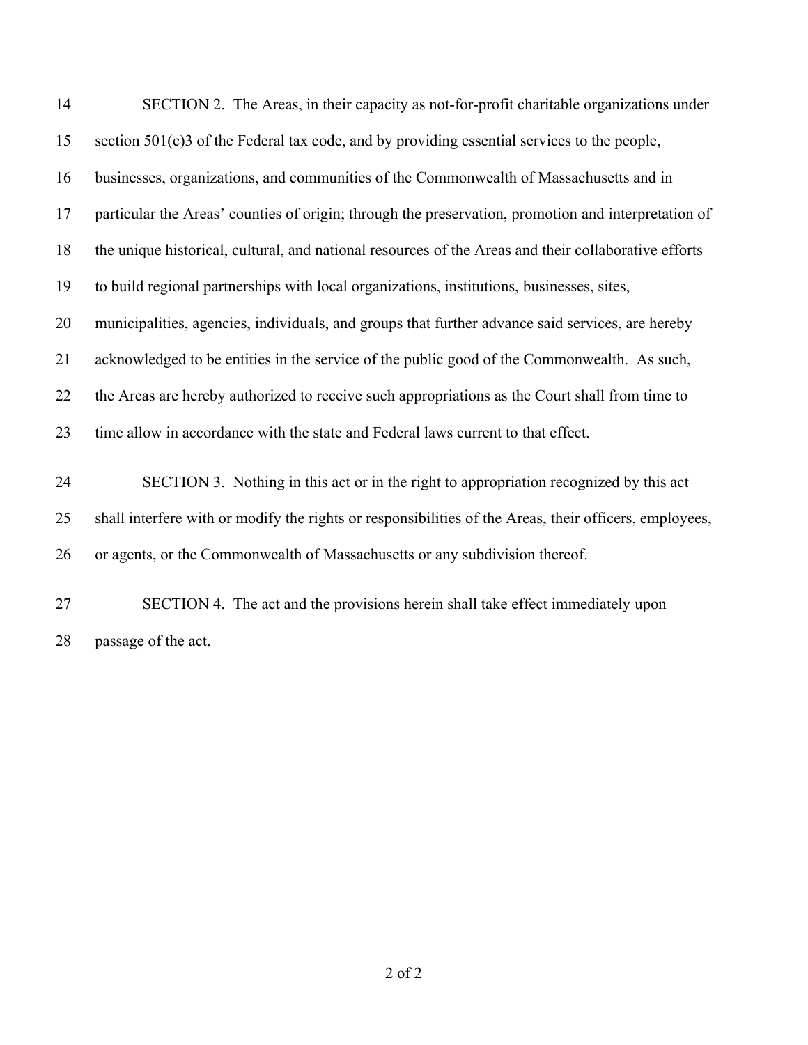SECTION 2. The Areas, in their capacity as not-for-profit charitable organizations under section 501(c)3 of the Federal tax code, and by providing essential services to the people, businesses, organizations, and communities of the Commonwealth of Massachusetts and in particular the Areas' counties of origin; through the preservation, promotion and interpretation of the unique historical, cultural, and national resources of the Areas and their collaborative efforts to build regional partnerships with local organizations, institutions, businesses, sites, municipalities, agencies, individuals, and groups that further advance said services, are hereby acknowledged to be entities in the service of the public good of the Commonwealth. As such, the Areas are hereby authorized to receive such appropriations as the Court shall from time to time allow in accordance with the state and Federal laws current to that effect.

SECTION 3. Nothing in this act or in the right to appropriation recognized by this act shall interfere with or modify the rights or responsibilities of the Areas, their officers, employees, or agents, or the Commonwealth of Massachusetts or any subdivision thereof.

SECTION 4. The act and the provisions herein shall take effect immediately upon passage of the act.